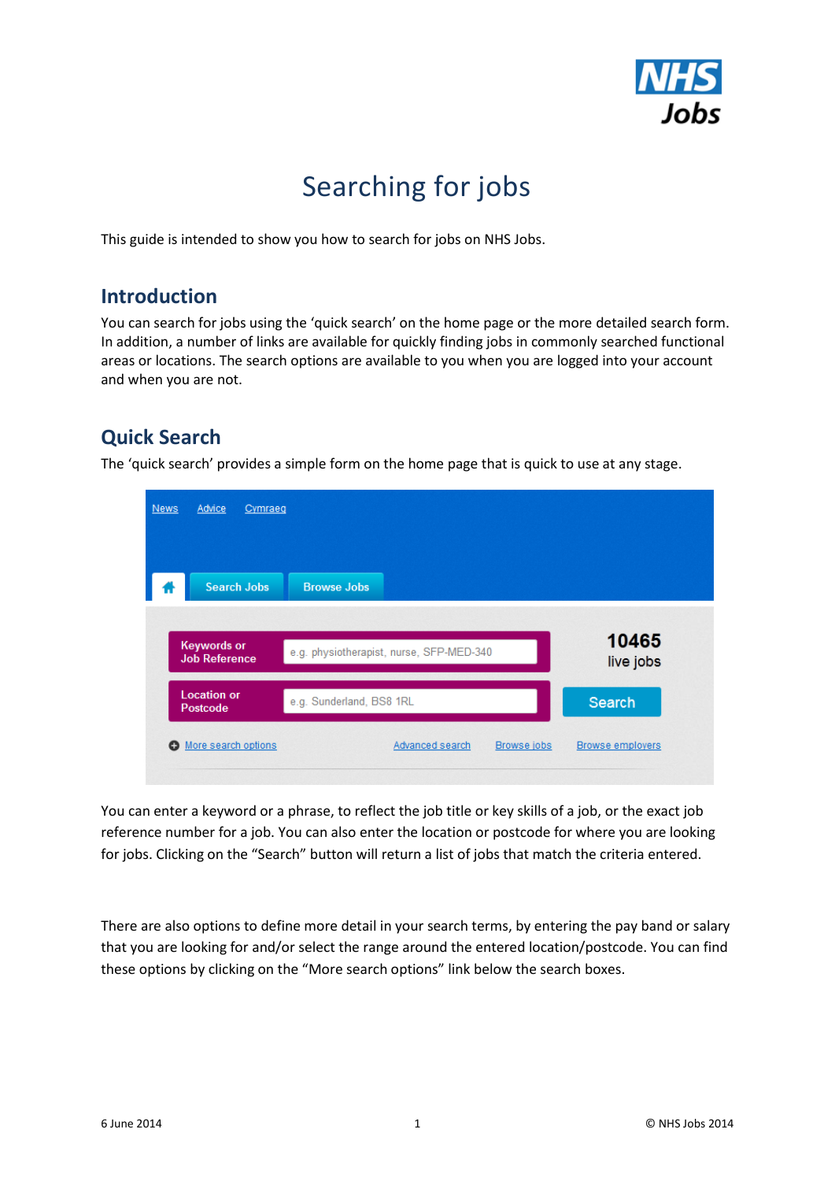# Searching for jobs

This guide is intended to show you how to search for jobs on NHS Jobs.

## Introduction

You can search for jobs using the 'quick search' on the home page or the more detailed search form. In addition, a number of links are available for quickly finding jobs in commonly searched functional areas or locations. The search options are available to you when you are logged into your account and when you are not.

## Quick Search

The 'quick search' provides a simple form on the home page that is quick to use at any stage.

You can enter a keyword or a phrase, to reflect the job title or key skills of a job, or the exact job reference number for a job. You can also enter the location or postcode for where you are looking for jobs. Clicking on the "Search" button will return a list of jobs that match the criteria entered.

There are also options to define more detail in your search terms, by entering the pay band or salary that you are looking for and/or select the range around the entered location/postcode. You can find these options by clicking on the "More search options" link below the search boxes.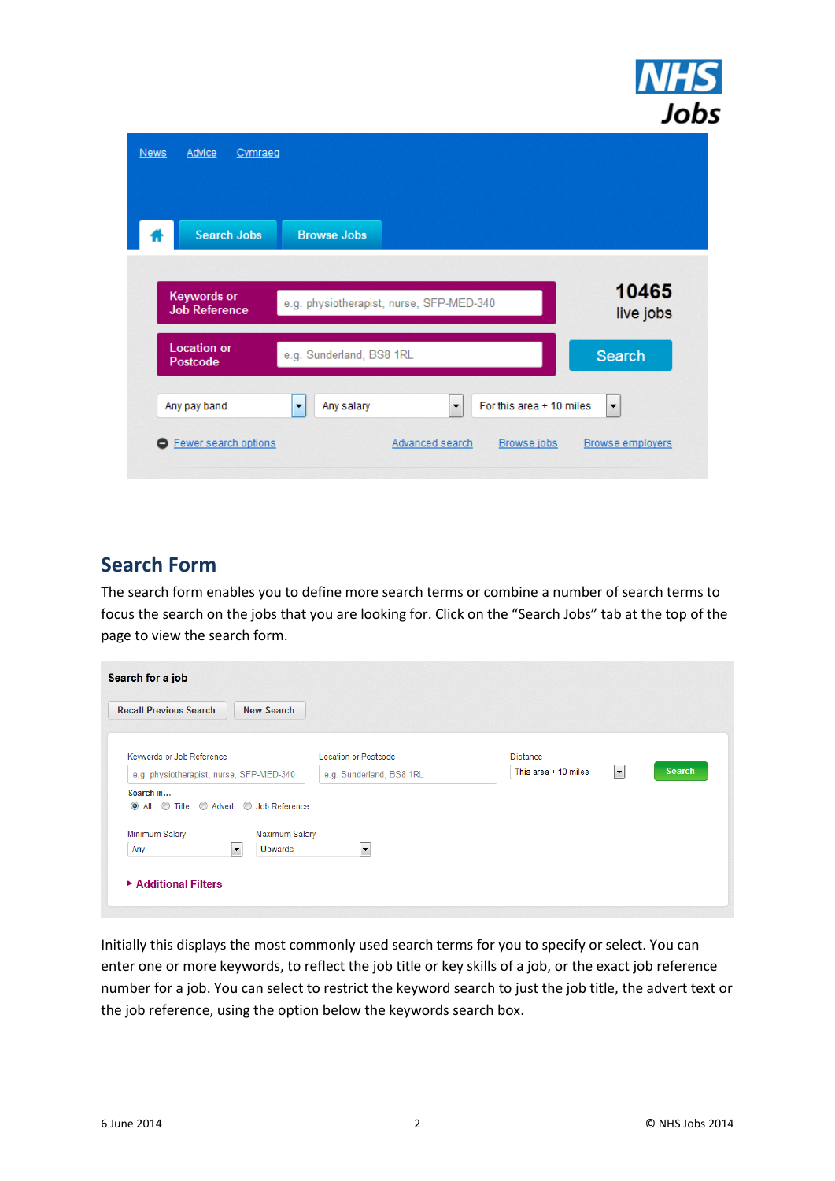## Search Form

The search form enables you to define more search terms or combine a number of search terms to focus the search on the jobs that you are looking for. Click on the "Search Jobs" tab at the top of the page to view the search form.

Initially this displays the most commonly used search terms for you to specify or select. You can enter one or more keywords, to reflect the job title or key skills of a job, or the exact job reference number for a job. You can select to restrict the keyword search to just the job title, the advert text or the job reference, using the option below the keywords search box.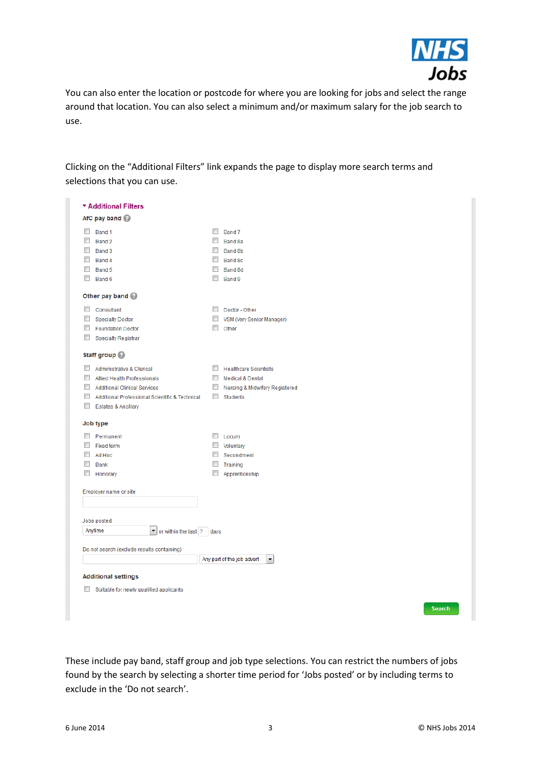You can also enter the location or postcode for where you are looking for jobs and select the range around that location. You can also select a minimum and/or maximum salary for the job search to use.

Clicking on the “Additional Filters” link expands the page to display more search terms and selections that you can use.

**▾ Additional Filters**

**AfC pay band**

- Band 1
- Band 2
- Band 3
- Band 4
- Band 5
- Band 6
- Band 7
- Band 8a
- Band 8b
- Band 8c
- Band 8d
- Band 9

**Other pay band**

- Consultant
- Specialty Doctor
- Foundation Doctor
- Specialty Registrar
- Doctor - Other
- VSM (Very Senior Manager)
- Other

**Staff group**

- Administrative & Clerical
- Allied Health Professionals
- Additional Clinical Services
- Additional Professional Scientific & Technical
- Estates & Ancillary
- Healthcare Scientists
- Medical & Dental
- Nursing & Midwifery Registered
- Students

**Job type**

- Permanent
- Fixed term
- Ad Hoc
- Bank
- Honorary
- Locum
- Voluntary
- Secondment
- Training
- Apprenticeship

Employer name or site

Jobs posted: Anytime | or within the last ? days

Do not search (exclude results containing) | Any part of the job advert

**Additional settings**

- Suitable for newly qualified applicants

Search

These include pay band, staff group and job type selections. You can restrict the numbers of jobs found by the search by selecting a shorter time period for ‘Jobs posted’ or by including terms to exclude in the ‘Do not search’.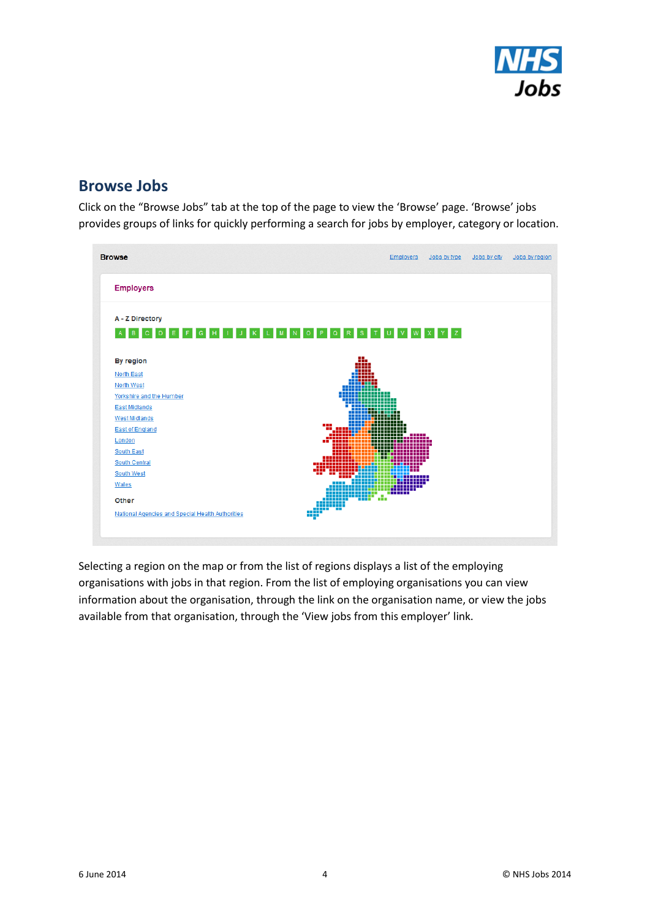## Browse Jobs

Click on the “Browse Jobs” tab at the top of the page to view the ‘Browse’ page. ‘Browse’ jobs provides groups of links for quickly performing a search for jobs by employer, category or location.

Browse

Employers   Jobs by type   Jobs by city   Jobs by region

Employers

A - Z Directory

A B C D E F G H I J K L M N O P Q R S T U V W X Y Z

By region

North East
North West
Yorkshire and the Humber
East Midlands
West Midlands
East of England
London
South East
South Central
South West
Wales

Other

National Agencies and Special Health Authorities

Selecting a region on the map or from the list of regions displays a list of the employing organisations with jobs in that region. From the list of employing organisations you can view information about the organisation, through the link on the organisation name, or view the jobs available from that organisation, through the ‘View jobs from this employer’ link.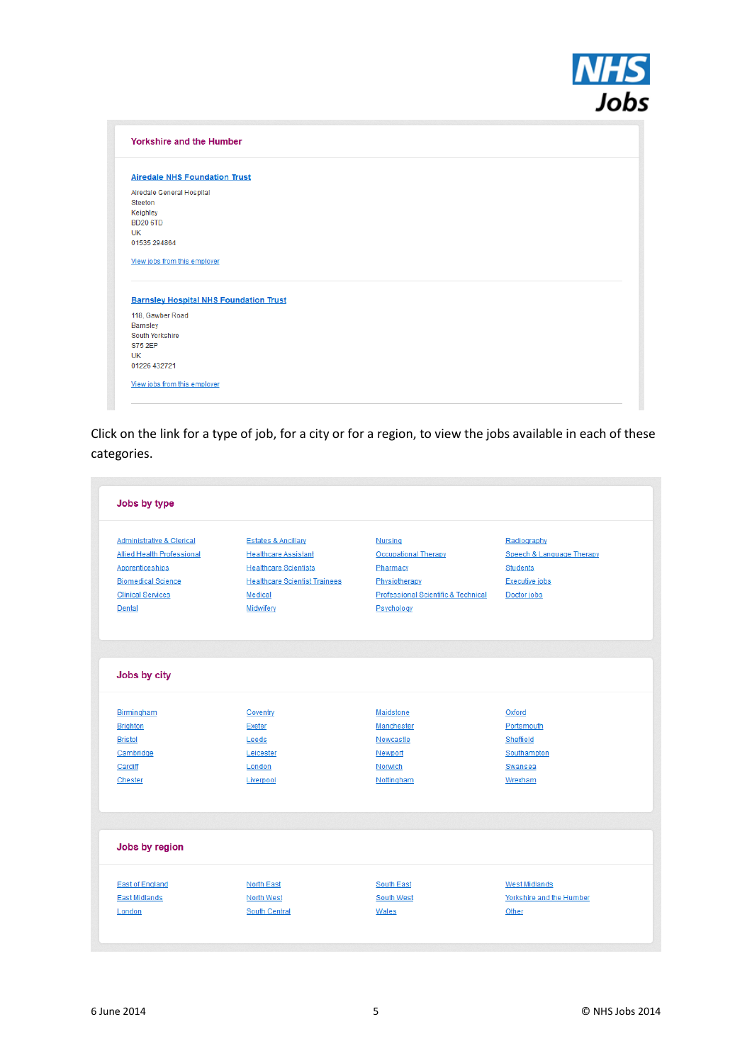## Yorkshire and the Humber

### Airedale NHS Foundation Trust

Airedale General Hospital
Steeton
Keighley
BD20 6TD
UK
01535 294864

View jobs from this employer

### Barnsley Hospital NHS Foundation Trust

118, Gawber Road
Barnsley
South Yorkshire
S75 2EP
UK
01226 432721

View jobs from this employer

Click on the link for a type of job, for a city or for a region, to view the jobs available in each of these categories.

## Jobs by type

| | | | |
|---|---|---|---|
| Administrative & Clerical | Estates & Ancillary | Nursing | Radiography |
| Allied Health Professional | Healthcare Assistant | Occupational Therapy | Speech & Language Therapy |
| Apprenticeships | Healthcare Scientists | Pharmacy | Students |
| Biomedical Science | Healthcare Scientist Trainees | Physiotherapy | Executive jobs |
| Clinical Services | Medical | Professional Scientific & Technical | Doctor jobs |
| Dental | Midwifery | Psychology | |

## Jobs by city

| | | | |
|---|---|---|---|
| Birmingham | Coventry | Maidstone | Oxford |
| Brighton | Exeter | Manchester | Portsmouth |
| Bristol | Leeds | Newcastle | Sheffield |
| Cambridge | Leicester | Newport | Southampton |
| Cardiff | London | Norwich | Swansea |
| Chester | Liverpool | Nottingham | Wrexham |

## Jobs by region

| | | | |
|---|---|---|---|
| East of England | North East | South East | West Midlands |
| East Midlands | North West | South West | Yorkshire and the Humber |
| London | South Central | Wales | Other |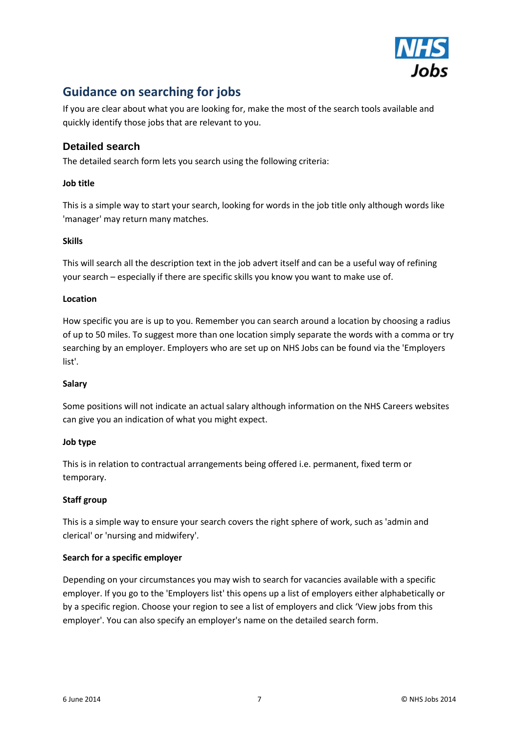# Guidance on searching for jobs

If you are clear about what you are looking for, make the most of the search tools available and quickly identify those jobs that are relevant to you.

## Detailed search

The detailed search form lets you search using the following criteria:

**Job title**

This is a simple way to start your search, looking for words in the job title only although words like 'manager' may return many matches.

**Skills**

This will search all the description text in the job advert itself and can be a useful way of refining your search – especially if there are specific skills you know you want to make use of.

**Location**

How specific you are is up to you. Remember you can search around a location by choosing a radius of up to 50 miles. To suggest more than one location simply separate the words with a comma or try searching by an employer. Employers who are set up on NHS Jobs can be found via the 'Employers list'.

**Salary**

Some positions will not indicate an actual salary although information on the NHS Careers websites can give you an indication of what you might expect.

**Job type**

This is in relation to contractual arrangements being offered i.e. permanent, fixed term or temporary.

**Staff group**

This is a simple way to ensure your search covers the right sphere of work, such as 'admin and clerical' or 'nursing and midwifery'.

**Search for a specific employer**

Depending on your circumstances you may wish to search for vacancies available with a specific employer. If you go to the 'Employers list' this opens up a list of employers either alphabetically or by a specific region. Choose your region to see a list of employers and click 'View jobs from this employer'. You can also specify an employer's name on the detailed search form.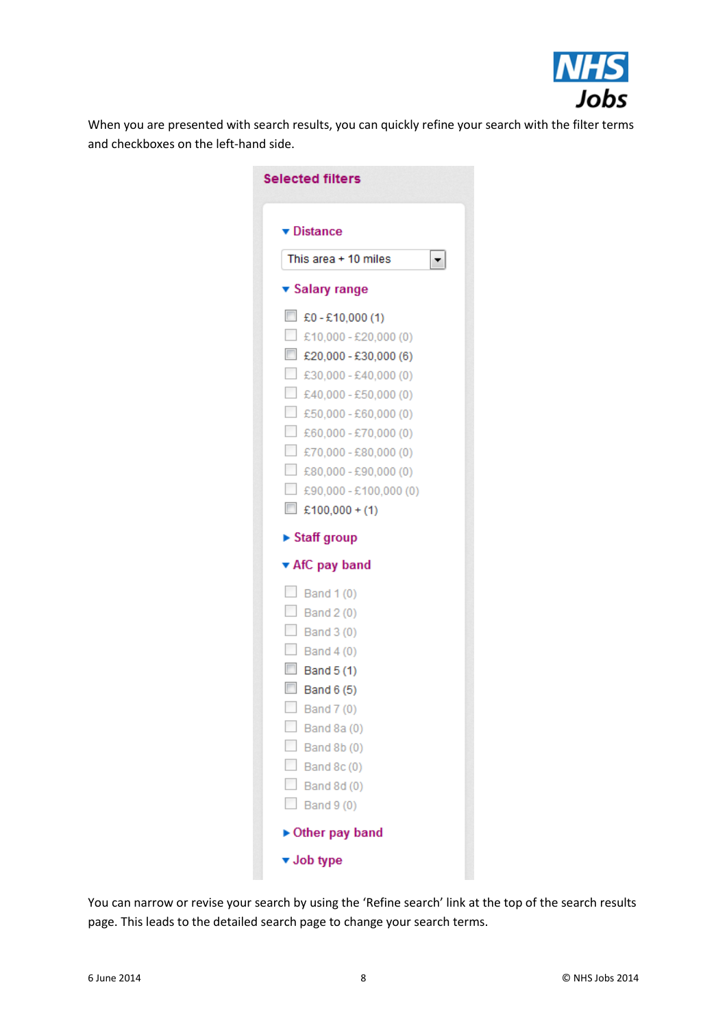When you are presented with search results, you can quickly refine your search with the filter terms and checkboxes on the left-hand side.

**Selected filters**

▼ Distance

This area + 10 miles

▼ Salary range

- £0 - £10,000 (1)
- £10,000 - £20,000 (0)
- £20,000 - £30,000 (6)
- £30,000 - £40,000 (0)
- £40,000 - £50,000 (0)
- £50,000 - £60,000 (0)
- £60,000 - £70,000 (0)
- £70,000 - £80,000 (0)
- £80,000 - £90,000 (0)
- £90,000 - £100,000 (0)
- £100,000 + (1)

► Staff group

▼ AfC pay band

- Band 1 (0)
- Band 2 (0)
- Band 3 (0)
- Band 4 (0)
- Band 5 (1)
- Band 6 (5)
- Band 7 (0)
- Band 8a (0)
- Band 8b (0)
- Band 8c (0)
- Band 8d (0)
- Band 9 (0)

► Other pay band

▼ Job type

You can narrow or revise your search by using the 'Refine search' link at the top of the search results page. This leads to the detailed search page to change your search terms.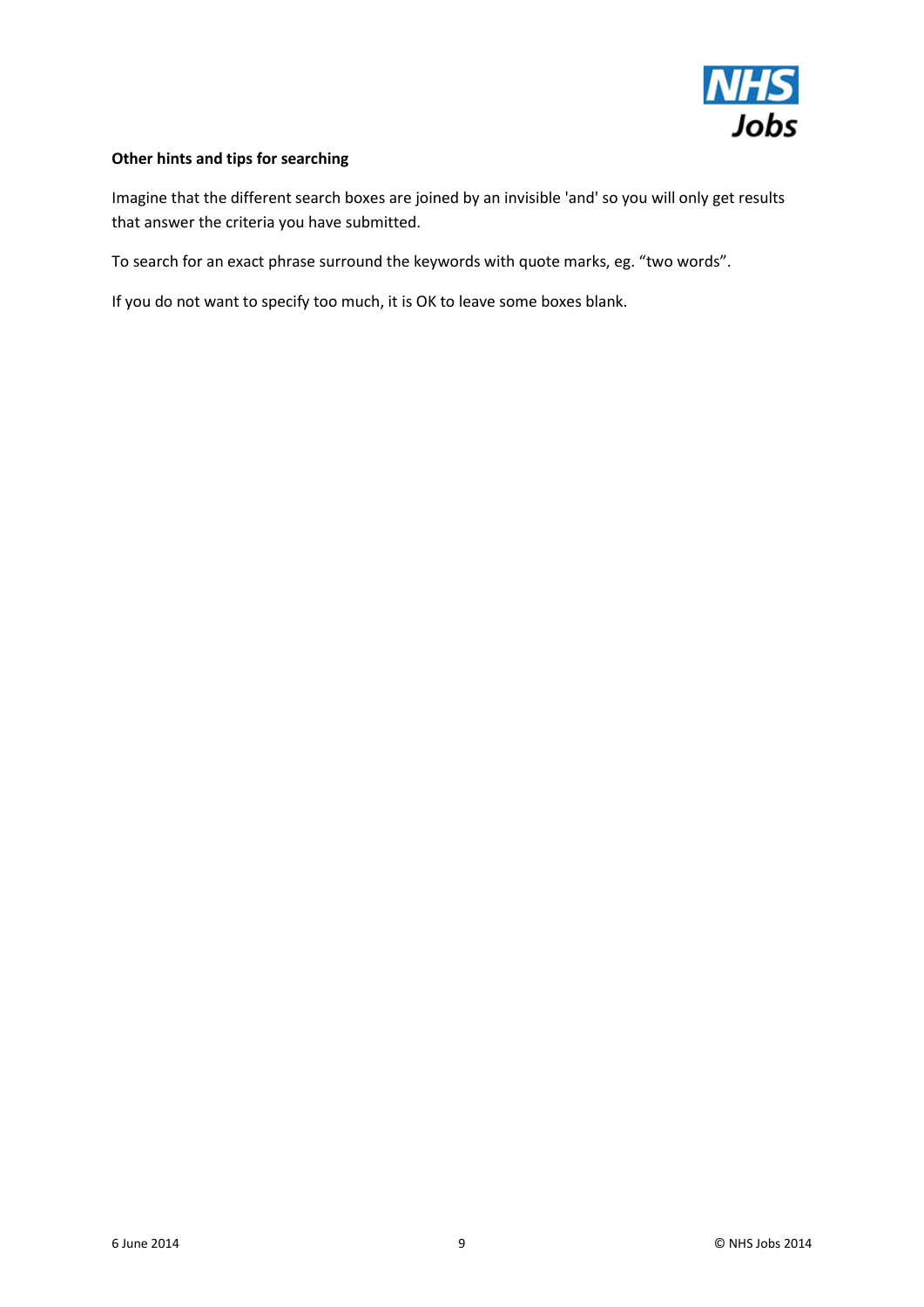**Other hints and tips for searching**

Imagine that the different search boxes are joined by an invisible 'and' so you will only get results that answer the criteria you have submitted.

To search for an exact phrase surround the keywords with quote marks, eg. “two words”.

If you do not want to specify too much, it is OK to leave some boxes blank.